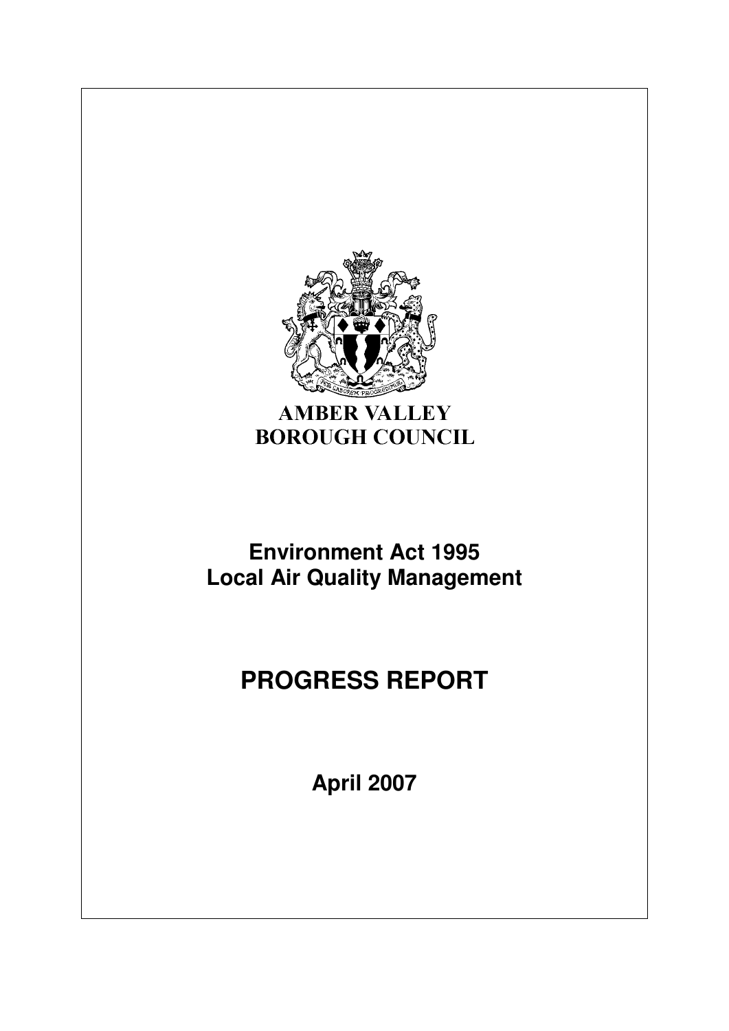AMBER VALLEY
BOROUGH COUNCIL

# Environment Act 1995
# Local Air Quality Management

# PROGRESS REPORT

**April 2007**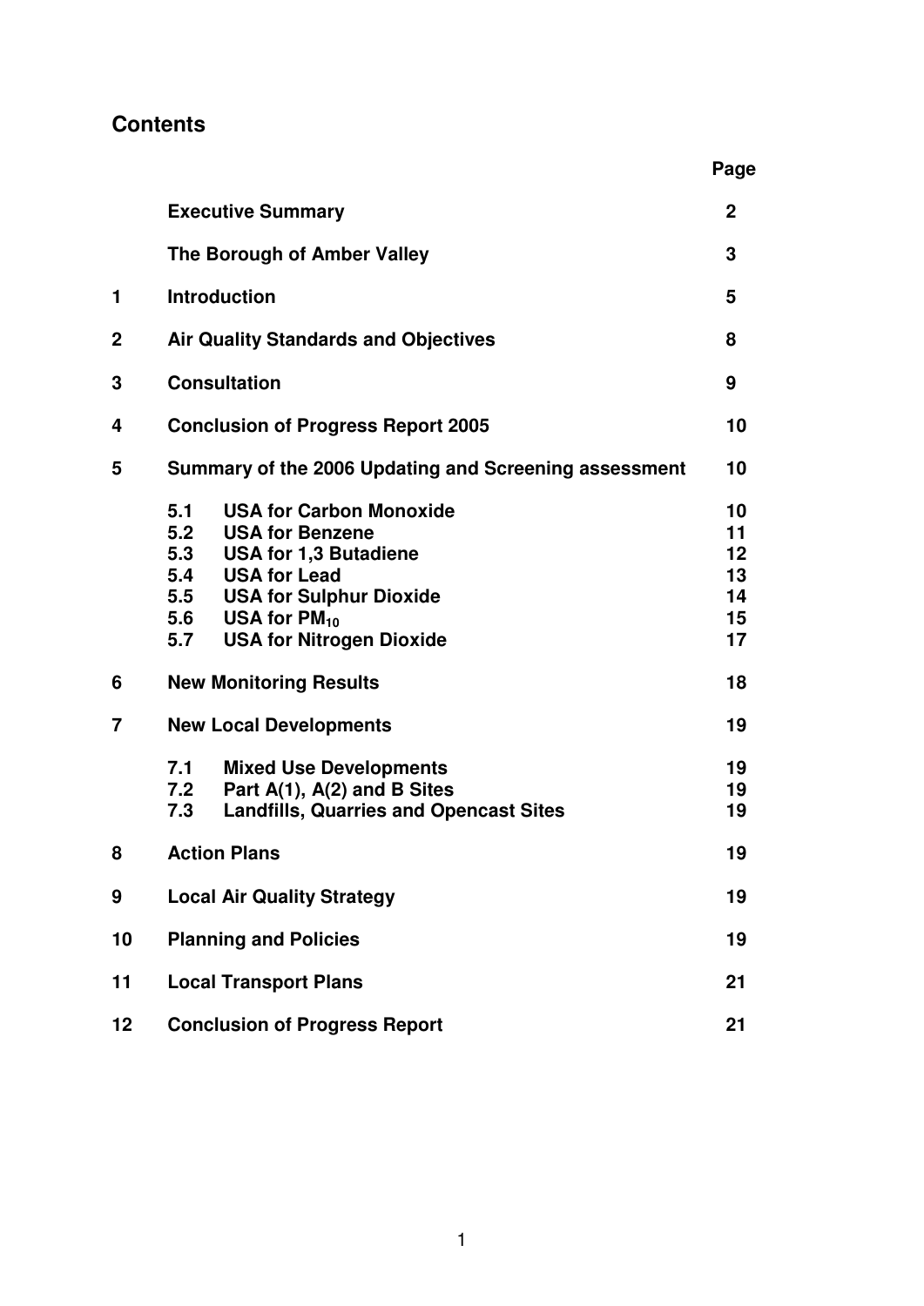## Contents

| | | Page |
|---|---|---|
| | **Executive Summary** | **2** |
| | **The Borough of Amber Valley** | **3** |
| **1** | **Introduction** | **5** |
| **2** | **Air Quality Standards and Objectives** | **8** |
| **3** | **Consultation** | **9** |
| **4** | **Conclusion of Progress Report 2005** | **10** |
| **5** | **Summary of the 2006 Updating and Screening assessment** | **10** |
| | **5.1 USA for Carbon Monoxide** | **10** |
| | **5.2 USA for Benzene** | **11** |
| | **5.3 USA for 1,3 Butadiene** | **12** |
| | **5.4 USA for Lead** | **13** |
| | **5.5 USA for Sulphur Dioxide** | **14** |
| | **5.6 USA for $PM_{10}$** | **15** |
| | **5.7 USA for Nitrogen Dioxide** | **17** |
| **6** | **New Monitoring Results** | **18** |
| **7** | **New Local Developments** | **19** |
| | **7.1 Mixed Use Developments** | **19** |
| | **7.2 Part A(1), A(2) and B Sites** | **19** |
| | **7.3 Landfills, Quarries and Opencast Sites** | **19** |
| **8** | **Action Plans** | **19** |
| **9** | **Local Air Quality Strategy** | **19** |
| **10** | **Planning and Policies** | **19** |
| **11** | **Local Transport Plans** | **21** |
| **12** | **Conclusion of Progress Report** | **21** |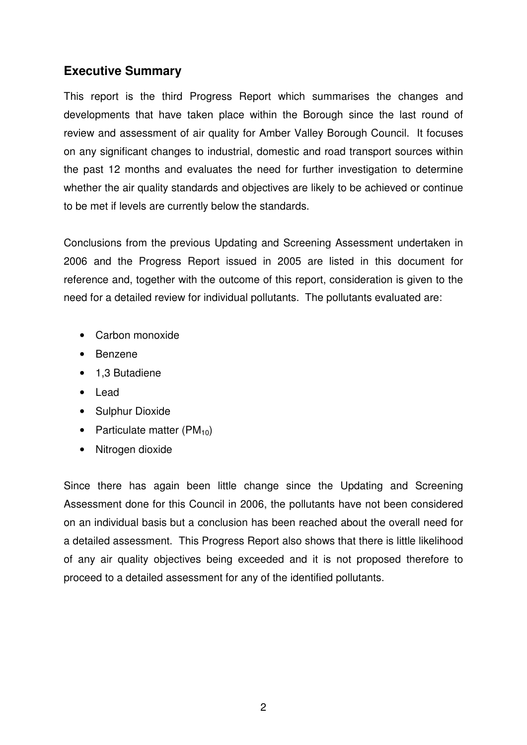## Executive Summary

This report is the third Progress Report which summarises the changes and developments that have taken place within the Borough since the last round of review and assessment of air quality for Amber Valley Borough Council. It focuses on any significant changes to industrial, domestic and road transport sources within the past 12 months and evaluates the need for further investigation to determine whether the air quality standards and objectives are likely to be achieved or continue to be met if levels are currently below the standards.

Conclusions from the previous Updating and Screening Assessment undertaken in 2006 and the Progress Report issued in 2005 are listed in this document for reference and, together with the outcome of this report, consideration is given to the need for a detailed review for individual pollutants. The pollutants evaluated are:

- Carbon monoxide
- Benzene
- 1,3 Butadiene
- Lead
- Sulphur Dioxide
- Particulate matter ($PM_{10}$)
- Nitrogen dioxide

Since there has again been little change since the Updating and Screening Assessment done for this Council in 2006, the pollutants have not been considered on an individual basis but a conclusion has been reached about the overall need for a detailed assessment. This Progress Report also shows that there is little likelihood of any air quality objectives being exceeded and it is not proposed therefore to proceed to a detailed assessment for any of the identified pollutants.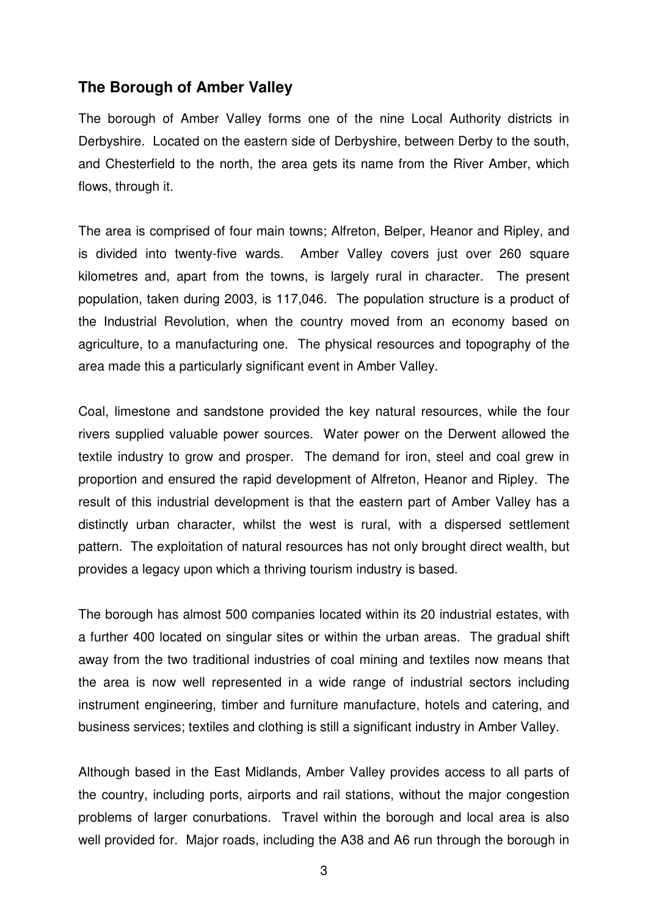## The Borough of Amber Valley

The borough of Amber Valley forms one of the nine Local Authority districts in Derbyshire. Located on the eastern side of Derbyshire, between Derby to the south, and Chesterfield to the north, the area gets its name from the River Amber, which flows, through it.

The area is comprised of four main towns; Alfreton, Belper, Heanor and Ripley, and is divided into twenty-five wards. Amber Valley covers just over 260 square kilometres and, apart from the towns, is largely rural in character. The present population, taken during 2003, is 117,046. The population structure is a product of the Industrial Revolution, when the country moved from an economy based on agriculture, to a manufacturing one. The physical resources and topography of the area made this a particularly significant event in Amber Valley.

Coal, limestone and sandstone provided the key natural resources, while the four rivers supplied valuable power sources. Water power on the Derwent allowed the textile industry to grow and prosper. The demand for iron, steel and coal grew in proportion and ensured the rapid development of Alfreton, Heanor and Ripley. The result of this industrial development is that the eastern part of Amber Valley has a distinctly urban character, whilst the west is rural, with a dispersed settlement pattern. The exploitation of natural resources has not only brought direct wealth, but provides a legacy upon which a thriving tourism industry is based.

The borough has almost 500 companies located within its 20 industrial estates, with a further 400 located on singular sites or within the urban areas. The gradual shift away from the two traditional industries of coal mining and textiles now means that the area is now well represented in a wide range of industrial sectors including instrument engineering, timber and furniture manufacture, hotels and catering, and business services; textiles and clothing is still a significant industry in Amber Valley.

Although based in the East Midlands, Amber Valley provides access to all parts of the country, including ports, airports and rail stations, without the major congestion problems of larger conurbations. Travel within the borough and local area is also well provided for. Major roads, including the A38 and A6 run through the borough in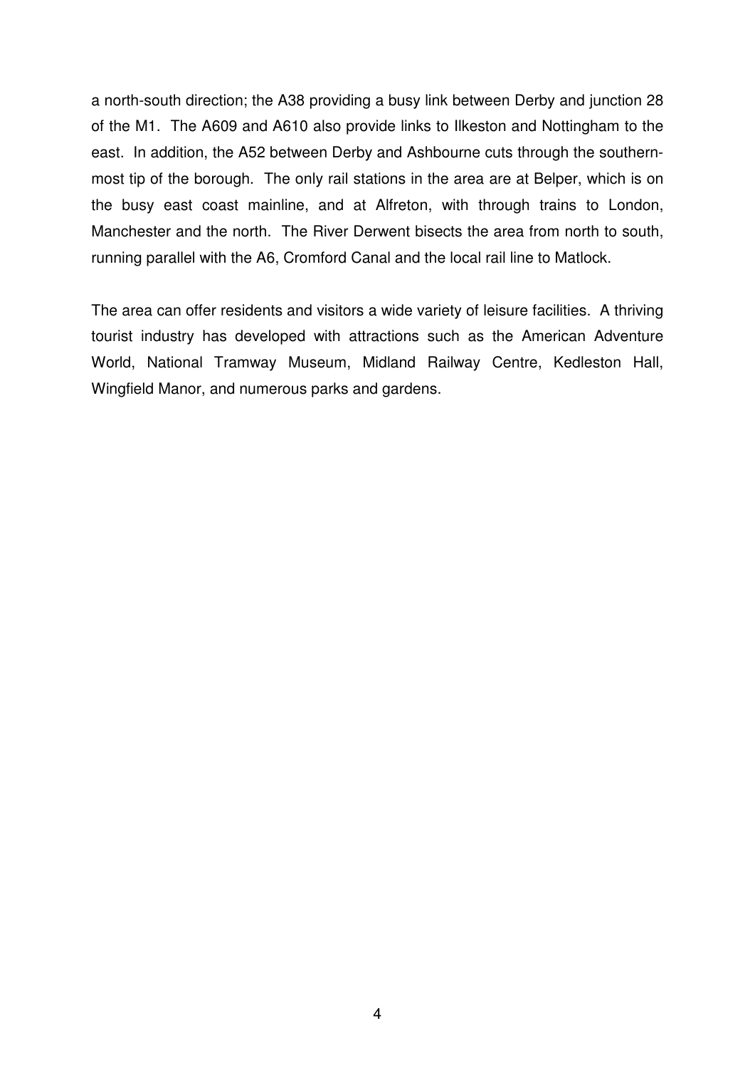a north-south direction; the A38 providing a busy link between Derby and junction 28 of the M1. The A609 and A610 also provide links to Ilkeston and Nottingham to the east. In addition, the A52 between Derby and Ashbourne cuts through the southern-most tip of the borough. The only rail stations in the area are at Belper, which is on the busy east coast mainline, and at Alfreton, with through trains to London, Manchester and the north. The River Derwent bisects the area from north to south, running parallel with the A6, Cromford Canal and the local rail line to Matlock.

The area can offer residents and visitors a wide variety of leisure facilities. A thriving tourist industry has developed with attractions such as the American Adventure World, National Tramway Museum, Midland Railway Centre, Kedleston Hall, Wingfield Manor, and numerous parks and gardens.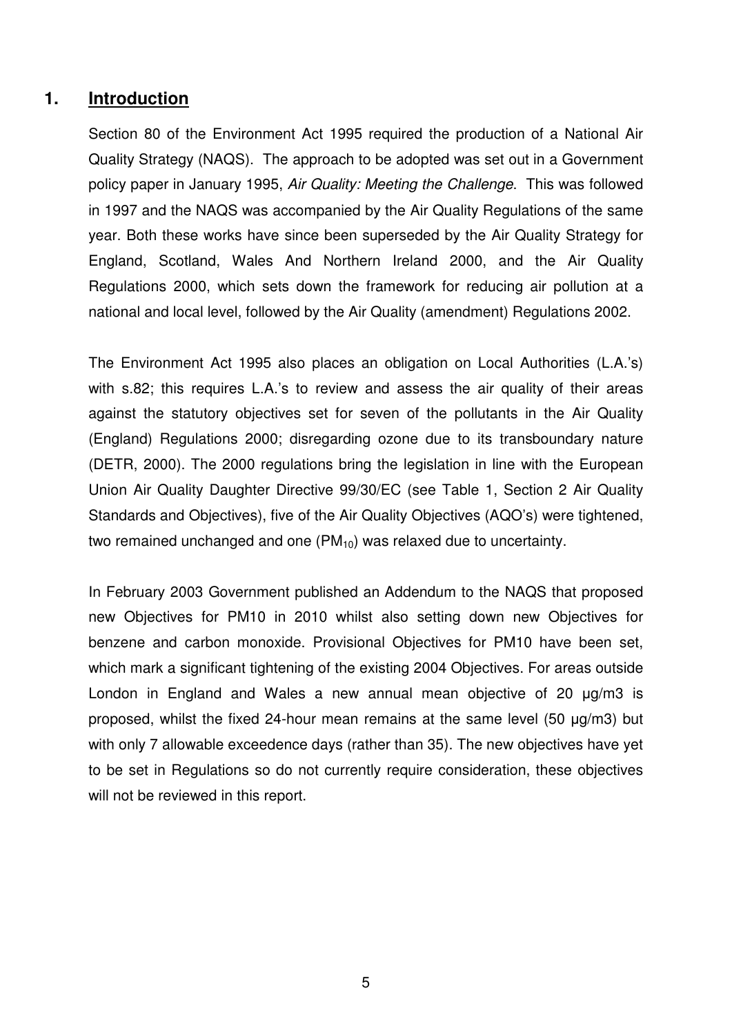## 1. Introduction

Section 80 of the Environment Act 1995 required the production of a National Air Quality Strategy (NAQS). The approach to be adopted was set out in a Government policy paper in January 1995, *Air Quality: Meeting the Challenge*. This was followed in 1997 and the NAQS was accompanied by the Air Quality Regulations of the same year. Both these works have since been superseded by the Air Quality Strategy for England, Scotland, Wales And Northern Ireland 2000, and the Air Quality Regulations 2000, which sets down the framework for reducing air pollution at a national and local level, followed by the Air Quality (amendment) Regulations 2002.

The Environment Act 1995 also places an obligation on Local Authorities (L.A.'s) with s.82; this requires L.A.'s to review and assess the air quality of their areas against the statutory objectives set for seven of the pollutants in the Air Quality (England) Regulations 2000; disregarding ozone due to its transboundary nature (DETR, 2000). The 2000 regulations bring the legislation in line with the European Union Air Quality Daughter Directive 99/30/EC (see Table 1, Section 2 Air Quality Standards and Objectives), five of the Air Quality Objectives (AQO's) were tightened, two remained unchanged and one ($PM_{10}$) was relaxed due to uncertainty.

In February 2003 Government published an Addendum to the NAQS that proposed new Objectives for PM10 in 2010 whilst also setting down new Objectives for benzene and carbon monoxide. Provisional Objectives for PM10 have been set, which mark a significant tightening of the existing 2004 Objectives. For areas outside London in England and Wales a new annual mean objective of 20 µg/m3 is proposed, whilst the fixed 24-hour mean remains at the same level (50 µg/m3) but with only 7 allowable exceedence days (rather than 35). The new objectives have yet to be set in Regulations so do not currently require consideration, these objectives will not be reviewed in this report.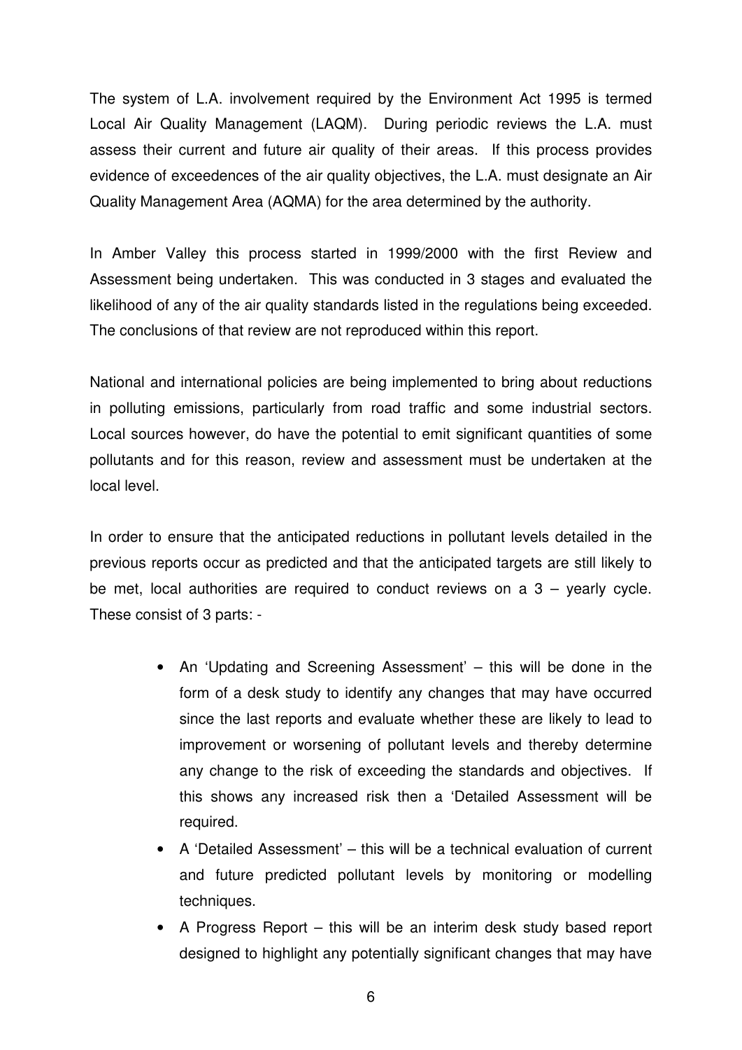The system of L.A. involvement required by the Environment Act 1995 is termed Local Air Quality Management (LAQM). During periodic reviews the L.A. must assess their current and future air quality of their areas. If this process provides evidence of exceedences of the air quality objectives, the L.A. must designate an Air Quality Management Area (AQMA) for the area determined by the authority.

In Amber Valley this process started in 1999/2000 with the first Review and Assessment being undertaken. This was conducted in 3 stages and evaluated the likelihood of any of the air quality standards listed in the regulations being exceeded. The conclusions of that review are not reproduced within this report.

National and international policies are being implemented to bring about reductions in polluting emissions, particularly from road traffic and some industrial sectors. Local sources however, do have the potential to emit significant quantities of some pollutants and for this reason, review and assessment must be undertaken at the local level.

In order to ensure that the anticipated reductions in pollutant levels detailed in the previous reports occur as predicted and that the anticipated targets are still likely to be met, local authorities are required to conduct reviews on a 3 – yearly cycle. These consist of 3 parts: -

- An 'Updating and Screening Assessment' – this will be done in the form of a desk study to identify any changes that may have occurred since the last reports and evaluate whether these are likely to lead to improvement or worsening of pollutant levels and thereby determine any change to the risk of exceeding the standards and objectives. If this shows any increased risk then a 'Detailed Assessment will be required.
- A 'Detailed Assessment' – this will be a technical evaluation of current and future predicted pollutant levels by monitoring or modelling techniques.
- A Progress Report – this will be an interim desk study based report designed to highlight any potentially significant changes that may have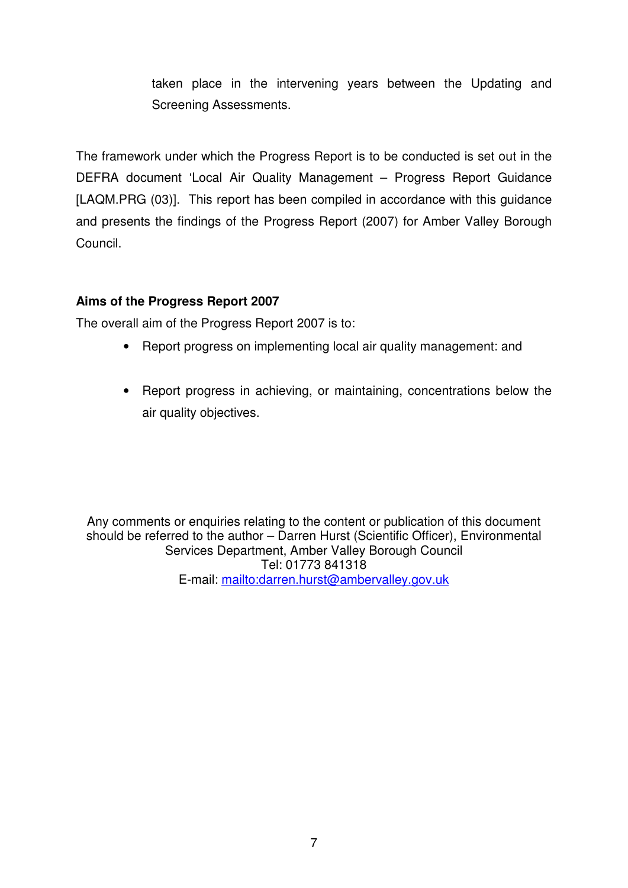taken place in the intervening years between the Updating and Screening Assessments.

The framework under which the Progress Report is to be conducted is set out in the DEFRA document 'Local Air Quality Management – Progress Report Guidance [LAQM.PRG (03)]. This report has been compiled in accordance with this guidance and presents the findings of the Progress Report (2007) for Amber Valley Borough Council.

**Aims of the Progress Report 2007**

The overall aim of the Progress Report 2007 is to:

- Report progress on implementing local air quality management: and
- Report progress in achieving, or maintaining, concentrations below the air quality objectives.

Any comments or enquiries relating to the content or publication of this document should be referred to the author – Darren Hurst (Scientific Officer), Environmental Services Department, Amber Valley Borough Council
Tel: 01773 841318
E-mail: mailto:darren.hurst@ambervalley.gov.uk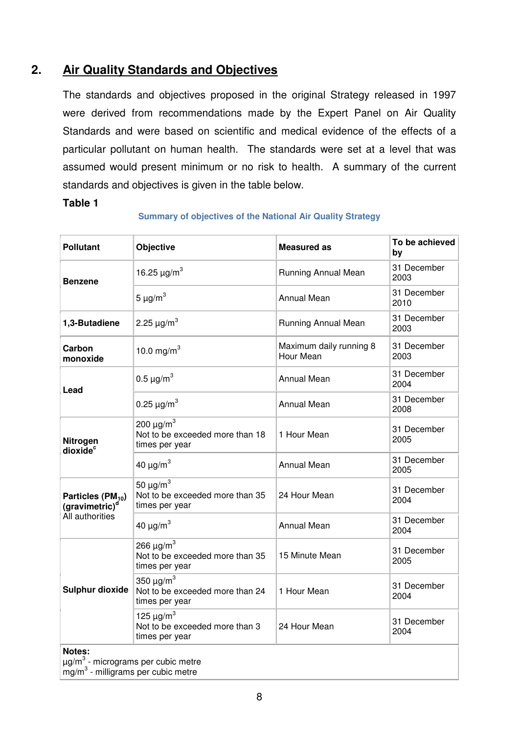## 2. Air Quality Standards and Objectives

The standards and objectives proposed in the original Strategy released in 1997 were derived from recommendations made by the Expert Panel on Air Quality Standards and were based on scientific and medical evidence of the effects of a particular pollutant on human health. The standards were set at a level that was assumed would present minimum or no risk to health. A summary of the current standards and objectives is given in the table below.

**Table 1**

**Summary of objectives of the National Air Quality Strategy**

| Pollutant | Objective | Measured as | To be achieved by |
|---|---|---|---|
| **Benzene** | 16.25 µg/m$^3$ | Running Annual Mean | 31 December 2003 |
| | 5 µg/m$^3$ | Annual Mean | 31 December 2010 |
| **1,3-Butadiene** | 2.25 µg/m$^3$ | Running Annual Mean | 31 December 2003 |
| **Carbon monoxide** | 10.0 mg/m$^3$ | Maximum daily running 8 Hour Mean | 31 December 2003 |
| **Lead** | 0.5 µg/m$^3$ | Annual Mean | 31 December 2004 |
| | 0.25 µg/m$^3$ | Annual Mean | 31 December 2008 |
| **Nitrogen dioxide**[c] | 200 µg/m$^3$ Not to be exceeded more than 18 times per year | 1 Hour Mean | 31 December 2005 |
| | 40 µg/m$^3$ | Annual Mean | 31 December 2005 |
| **Particles ($PM_{10}$) (gravimetric)**[d] All authorities | 50 µg/m$^3$ Not to be exceeded more than 35 times per year | 24 Hour Mean | 31 December 2004 |
| | 40 µg/m$^3$ | Annual Mean | 31 December 2004 |
| **Sulphur dioxide** | 266 µg/m$^3$ Not to be exceeded more than 35 times per year | 15 Minute Mean | 31 December 2005 |
| | 350 µg/m$^3$ Not to be exceeded more than 24 times per year | 1 Hour Mean | 31 December 2004 |
| | 125 µg/m$^3$ Not to be exceeded more than 3 times per year | 24 Hour Mean | 31 December 2004 |

**Notes:**
µg/m$^3$ - micrograms per cubic metre
mg/m$^3$ - milligrams per cubic metre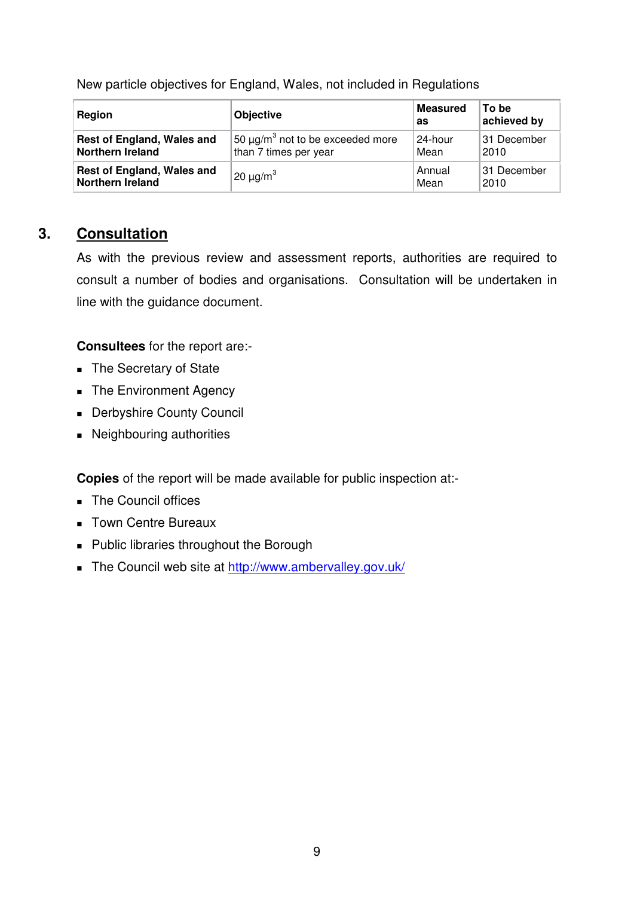New particle objectives for England, Wales, not included in Regulations

| Region | Objective | Measured as | To be achieved by |
|---|---|---|---|
| **Rest of England, Wales and Northern Ireland** | 50 µg/m$^3$ not to be exceeded more than 7 times per year | 24-hour Mean | 31 December 2010 |
| **Rest of England, Wales and Northern Ireland** | 20 µg/m$^3$ | Annual Mean | 31 December 2010 |

## 3. Consultation

As with the previous review and assessment reports, authorities are required to consult a number of bodies and organisations. Consultation will be undertaken in line with the guidance document.

**Consultees** for the report are:-

- The Secretary of State
- The Environment Agency
- Derbyshire County Council
- Neighbouring authorities

**Copies** of the report will be made available for public inspection at:-

- The Council offices
- Town Centre Bureaux
- Public libraries throughout the Borough
- The Council web site at http://www.ambervalley.gov.uk/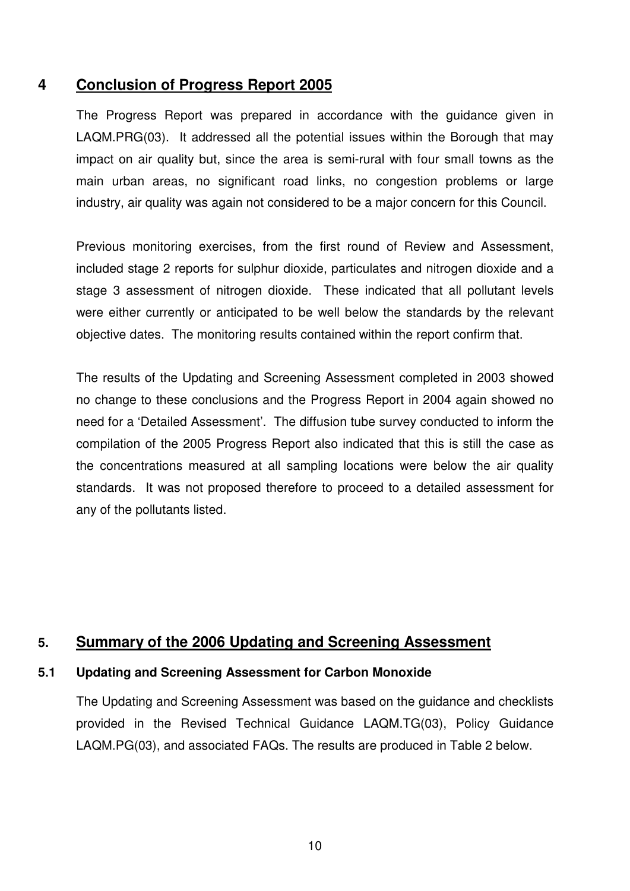## 4 Conclusion of Progress Report 2005

The Progress Report was prepared in accordance with the guidance given in LAQM.PRG(03). It addressed all the potential issues within the Borough that may impact on air quality but, since the area is semi-rural with four small towns as the main urban areas, no significant road links, no congestion problems or large industry, air quality was again not considered to be a major concern for this Council.

Previous monitoring exercises, from the first round of Review and Assessment, included stage 2 reports for sulphur dioxide, particulates and nitrogen dioxide and a stage 3 assessment of nitrogen dioxide. These indicated that all pollutant levels were either currently or anticipated to be well below the standards by the relevant objective dates. The monitoring results contained within the report confirm that.

The results of the Updating and Screening Assessment completed in 2003 showed no change to these conclusions and the Progress Report in 2004 again showed no need for a 'Detailed Assessment'. The diffusion tube survey conducted to inform the compilation of the 2005 Progress Report also indicated that this is still the case as the concentrations measured at all sampling locations were below the air quality standards. It was not proposed therefore to proceed to a detailed assessment for any of the pollutants listed.

## 5. Summary of the 2006 Updating and Screening Assessment

### 5.1 Updating and Screening Assessment for Carbon Monoxide

The Updating and Screening Assessment was based on the guidance and checklists provided in the Revised Technical Guidance LAQM.TG(03), Policy Guidance LAQM.PG(03), and associated FAQs. The results are produced in Table 2 below.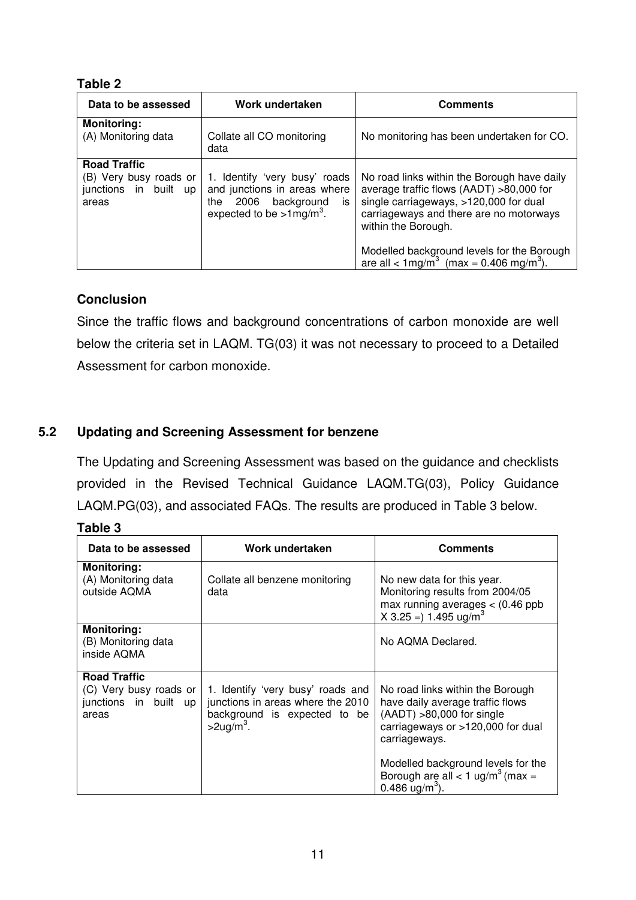**Table 2**

| Data to be assessed | Work undertaken | Comments |
|---|---|---|
| **Monitoring:** (A) Monitoring data | Collate all CO monitoring data | No monitoring has been undertaken for CO. |
| **Road Traffic** (B) Very busy roads or junctions in built up areas | 1. Identify 'very busy' roads and junctions in areas where the 2006 background is expected to be $>1mg/m^3$. | No road links within the Borough have daily average traffic flows (AADT) >80,000 for single carriageways, >120,000 for dual carriageways and there are no motorways within the Borough. Modelled background levels for the Borough are all $< 1mg/m^3$ (max = 0.406 $mg/m^3$). |

### Conclusion

Since the traffic flows and background concentrations of carbon monoxide are well below the criteria set in LAQM. TG(03) it was not necessary to proceed to a Detailed Assessment for carbon monoxide.

## 5.2 Updating and Screening Assessment for benzene

The Updating and Screening Assessment was based on the guidance and checklists provided in the Revised Technical Guidance LAQM.TG(03), Policy Guidance LAQM.PG(03), and associated FAQs. The results are produced in Table 3 below.

**Table 3**

| Data to be assessed | Work undertaken | Comments |
|---|---|---|
| **Monitoring:** (A) Monitoring data outside AQMA | Collate all benzene monitoring data | No new data for this year. Monitoring results from 2004/05 max running averages < (0.46 ppb X 3.25 =) 1.495 $ug/m^3$ |
| **Monitoring:** (B) Monitoring data inside AQMA | | No AQMA Declared. |
| **Road Traffic** (C) Very busy roads or junctions in built up areas | 1. Identify 'very busy' roads and junctions in areas where the 2010 background is expected to be $>2ug/m^3$. | No road links within the Borough have daily average traffic flows (AADT) >80,000 for single carriageways or >120,000 for dual carriageways. Modelled background levels for the Borough are all < 1 $ug/m^3$ (max = 0.486 $ug/m^3$). |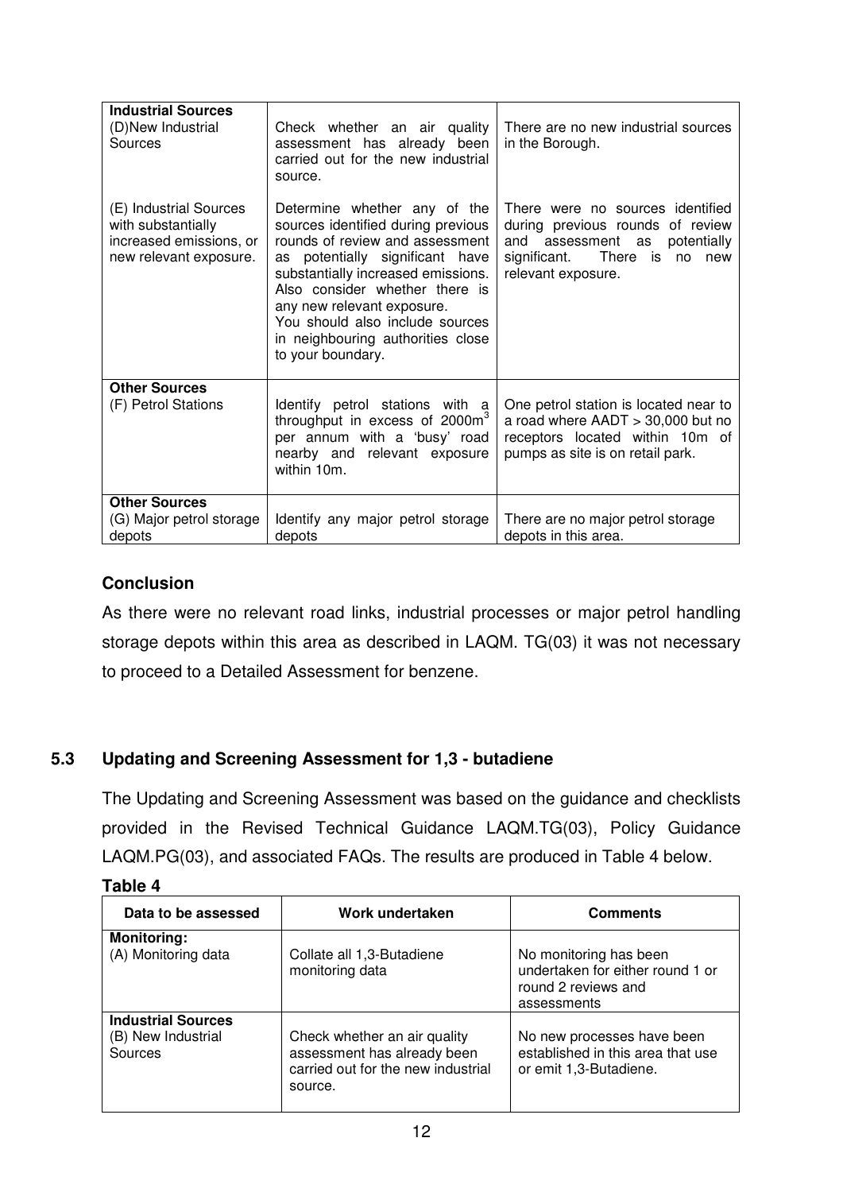| | | |
|---|---|---|
| **Industrial Sources**<br>(D)New Industrial Sources | Check whether an air quality assessment has already been carried out for the new industrial source. | There are no new industrial sources in the Borough. |
| (E) Industrial Sources with substantially increased emissions, or new relevant exposure. | Determine whether any of the sources identified during previous rounds of review and assessment as potentially significant have substantially increased emissions. Also consider whether there is any new relevant exposure.<br>You should also include sources in neighbouring authorities close to your boundary. | There were no sources identified during previous rounds of review and assessment as potentially significant. There is no new relevant exposure. |
| **Other Sources**<br>(F) Petrol Stations | Identify petrol stations with a throughput in excess of 2000m$^3$ per annum with a 'busy' road nearby and relevant exposure within 10m. | One petrol station is located near to a road where AADT > 30,000 but no receptors located within 10m of pumps as site is on retail park. |
| **Other Sources**<br>(G) Major petrol storage depots | Identify any major petrol storage depots | There are no major petrol storage depots in this area. |

### Conclusion

As there were no relevant road links, industrial processes or major petrol handling storage depots within this area as described in LAQM. TG(03) it was not necessary to proceed to a Detailed Assessment for benzene.

## 5.3 Updating and Screening Assessment for 1,3 - butadiene

The Updating and Screening Assessment was based on the guidance and checklists provided in the Revised Technical Guidance LAQM.TG(03), Policy Guidance LAQM.PG(03), and associated FAQs. The results are produced in Table 4 below.

**Table 4**

| Data to be assessed | Work undertaken | Comments |
|---|---|---|
| **Monitoring:**<br>(A) Monitoring data | Collate all 1,3-Butadiene monitoring data | No monitoring has been undertaken for either round 1 or round 2 reviews and assessments |
| **Industrial Sources**<br>(B) New Industrial Sources | Check whether an air quality assessment has already been carried out for the new industrial source. | No new processes have been established in this area that use or emit 1,3-Butadiene. |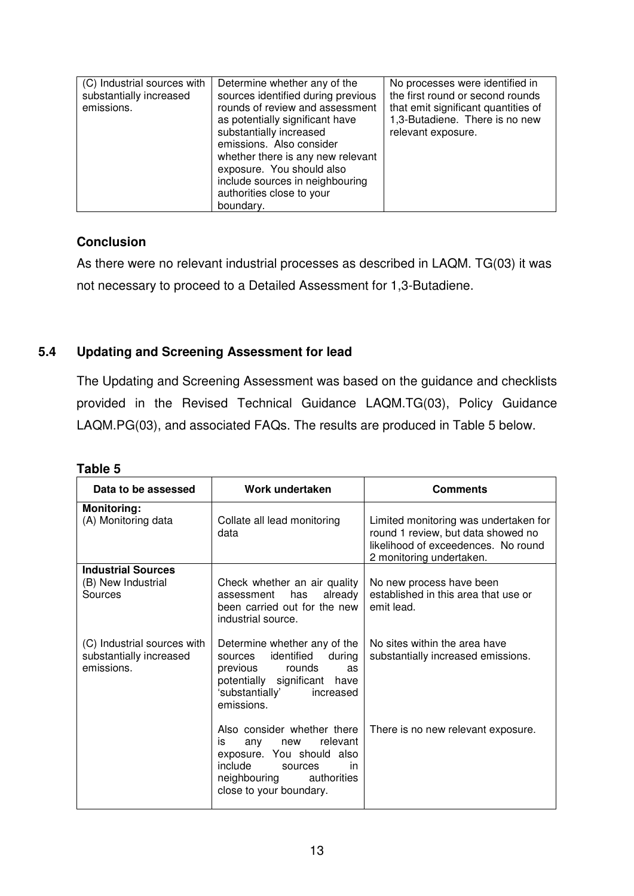| (C) Industrial sources with substantially increased emissions. | Determine whether any of the sources identified during previous rounds of review and assessment as potentially significant have substantially increased emissions. Also consider whether there is any new relevant exposure. You should also include sources in neighbouring authorities close to your boundary. | No processes were identified in the first round or second rounds that emit significant quantities of 1,3-Butadiene. There is no new relevant exposure. |
|---|---|---|

### Conclusion

As there were no relevant industrial processes as described in LAQM. TG(03) it was not necessary to proceed to a Detailed Assessment for 1,3-Butadiene.

## 5.4 Updating and Screening Assessment for lead

The Updating and Screening Assessment was based on the guidance and checklists provided in the Revised Technical Guidance LAQM.TG(03), Policy Guidance LAQM.PG(03), and associated FAQs. The results are produced in Table 5 below.

**Table 5**

| Data to be assessed | Work undertaken | Comments |
|---|---|---|
| **Monitoring:** (A) Monitoring data | Collate all lead monitoring data | Limited monitoring was undertaken for round 1 review, but data showed no likelihood of exceedences. No round 2 monitoring undertaken. |
| **Industrial Sources** (B) New Industrial Sources | Check whether an air quality assessment has already been carried out for the new industrial source. | No new process have been established in this area that use or emit lead. |
| (C) Industrial sources with substantially increased emissions. | Determine whether any of the sources identified during previous rounds as potentially significant have 'substantially' increased emissions. | No sites within the area have substantially increased emissions. |
| | Also consider whether there is any new relevant exposure. You should also include sources in neighbouring authorities close to your boundary. | There is no new relevant exposure. |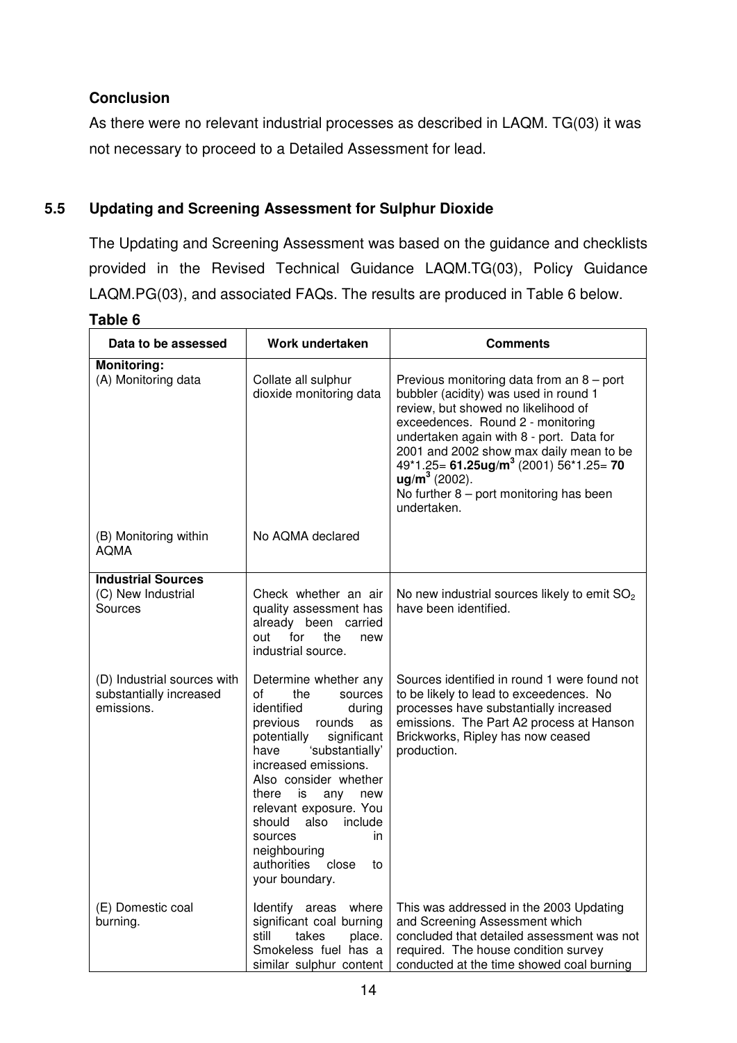**Conclusion**

As there were no relevant industrial processes as described in LAQM. TG(03) it was not necessary to proceed to a Detailed Assessment for lead.

## 5.5 Updating and Screening Assessment for Sulphur Dioxide

The Updating and Screening Assessment was based on the guidance and checklists provided in the Revised Technical Guidance LAQM.TG(03), Policy Guidance LAQM.PG(03), and associated FAQs. The results are produced in Table 6 below.

**Table 6**

| Data to be assessed | Work undertaken | Comments |
|---|---|---|
| **Monitoring:**<br>(A) Monitoring data | Collate all sulphur dioxide monitoring data | Previous monitoring data from an 8 – port bubbler (acidity) was used in round 1 review, but showed no likelihood of exceedences. Round 2 - monitoring undertaken again with 8 - port. Data for 2001 and 2002 show max daily mean to be 49*1.25= **61.25ug/m$^3$** (2001) 56*1.25= **70 ug/m$^3$** (2002).<br>No further 8 – port monitoring has been undertaken. |
| (B) Monitoring within AQMA | No AQMA declared | |
| **Industrial Sources**<br>(C) New Industrial Sources | Check whether an air quality assessment has already been carried out for the new industrial source. | No new industrial sources likely to emit $SO_2$ have been identified. |
| (D) Industrial sources with substantially increased emissions. | Determine whether any of the sources identified during previous rounds as potentially significant have 'substantially' increased emissions. Also consider whether there is any new relevant exposure. You should also include sources in neighbouring authorities close to your boundary. | Sources identified in round 1 were found not to be likely to lead to exceedences. No processes have substantially increased emissions. The Part A2 process at Hanson Brickworks, Ripley has now ceased production. |
| (E) Domestic coal burning. | Identify areas where significant coal burning still takes place. Smokeless fuel has a similar sulphur content | This was addressed in the 2003 Updating and Screening Assessment which concluded that detailed assessment was not required. The house condition survey conducted at the time showed coal burning |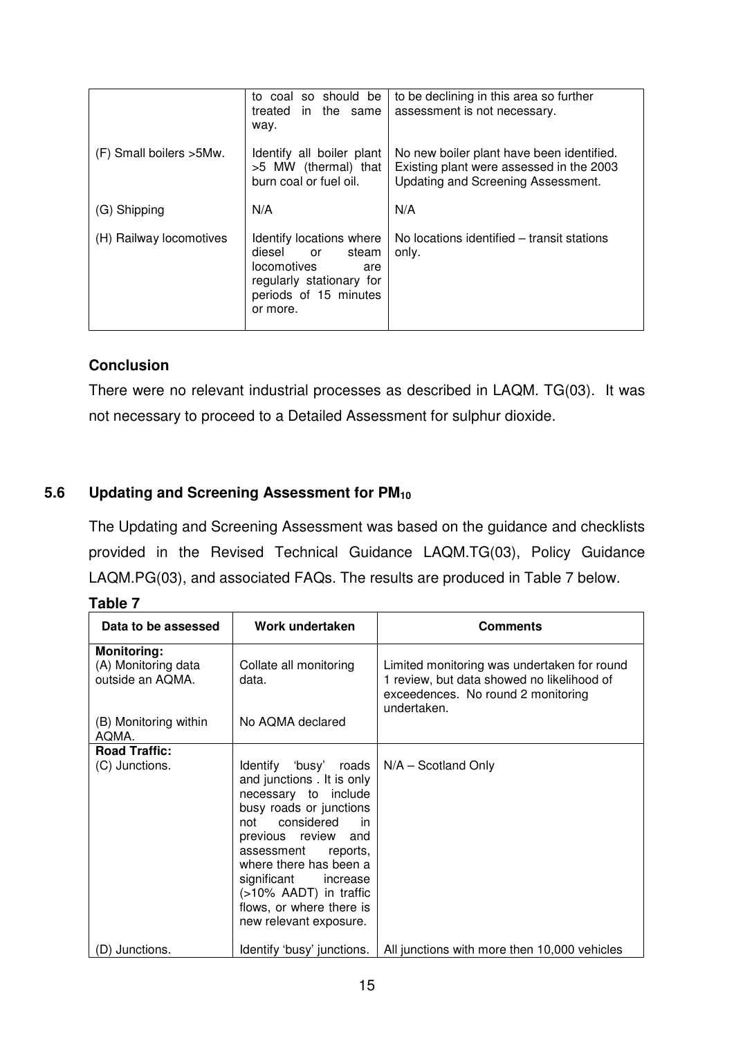| | to coal so should be treated in the same way. | to be declining in this area so further assessment is not necessary. |
|---|---|---|
| (F) Small boilers >5Mw. | Identify all boiler plant >5 MW (thermal) that burn coal or fuel oil. | No new boiler plant have been identified. Existing plant were assessed in the 2003 Updating and Screening Assessment. |
| (G) Shipping | N/A | N/A |
| (H) Railway locomotives | Identify locations where diesel or steam locomotives are regularly stationary for periods of 15 minutes or more. | No locations identified – transit stations only. |

### Conclusion

There were no relevant industrial processes as described in LAQM. TG(03). It was not necessary to proceed to a Detailed Assessment for sulphur dioxide.

## 5.6 Updating and Screening Assessment for $PM_{10}$

The Updating and Screening Assessment was based on the guidance and checklists provided in the Revised Technical Guidance LAQM.TG(03), Policy Guidance LAQM.PG(03), and associated FAQs. The results are produced in Table 7 below.

**Table 7**

| Data to be assessed | Work undertaken | Comments |
|---|---|---|
| **Monitoring:** (A) Monitoring data outside an AQMA. | Collate all monitoring data. | Limited monitoring was undertaken for round 1 review, but data showed no likelihood of exceedences. No round 2 monitoring undertaken. |
| (B) Monitoring within AQMA. | No AQMA declared | |
| **Road Traffic:** (C) Junctions. | Identify 'busy' roads and junctions . It is only necessary to include busy roads or junctions not considered in previous review and assessment reports, where there has been a significant increase (>10% AADT) in traffic flows, or where there is new relevant exposure. | N/A – Scotland Only |
| (D) Junctions. | Identify 'busy' junctions. | All junctions with more then 10,000 vehicles |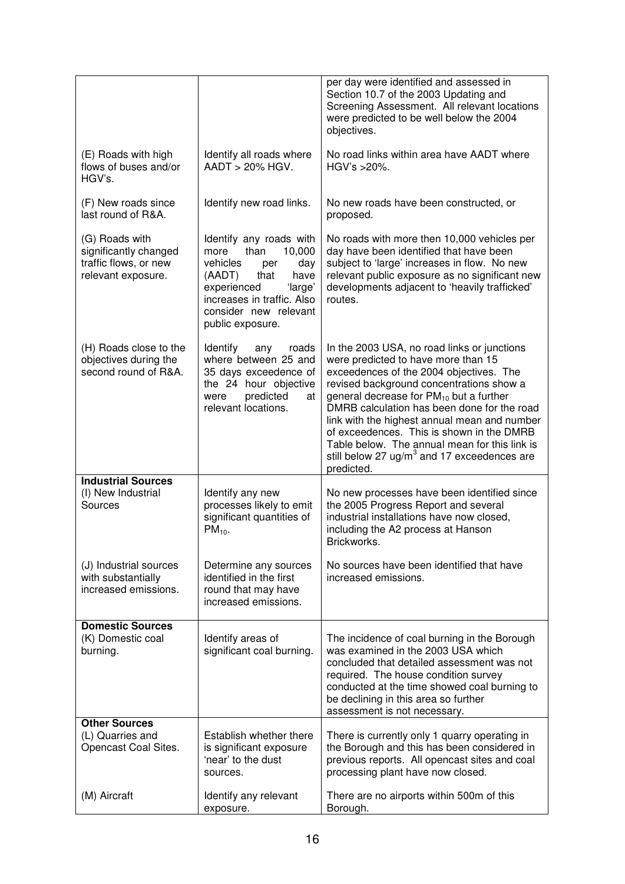| | | |
|---|---|---|
| | | per day were identified and assessed in Section 10.7 of the 2003 Updating and Screening Assessment. All relevant locations were predicted to be well below the 2004 objectives. |
| (E) Roads with high flows of buses and/or HGV's. | Identify all roads where AADT > 20% HGV. | No road links within area have AADT where HGV's >20%. |
| (F) New roads since last round of R&A. | Identify new road links. | No new roads have been constructed, or proposed. |
| (G) Roads with significantly changed traffic flows, or new relevant exposure. | Identify any roads with more than 10,000 vehicles per day (AADT) that have experienced 'large' increases in traffic. Also consider new relevant public exposure. | No roads with more then 10,000 vehicles per day have been identified that have been subject to 'large' increases in flow. No new relevant public exposure as no significant new developments adjacent to 'heavily trafficked' routes. |
| (H) Roads close to the objectives during the second round of R&A. | Identify any roads where between 25 and 35 days exceedence of the 24 hour objective were predicted at relevant locations. | In the 2003 USA, no road links or junctions were predicted to have more than 15 exceedences of the 2004 objectives. The revised background concentrations show a general decrease for $PM_{10}$ but a further DMRB calculation has been done for the road link with the highest annual mean and number of exceedences. This is shown in the DMRB Table below. The annual mean for this link is still below 27 $ug/m^3$ and 17 exceedences are predicted. |
| **Industrial Sources** (I) New Industrial Sources | Identify any new processes likely to emit significant quantities of $PM_{10}$. | No new processes have been identified since the 2005 Progress Report and several industrial installations have now closed, including the A2 process at Hanson Brickworks. |
| (J) Industrial sources with substantially increased emissions. | Determine any sources identified in the first round that may have increased emissions. | No sources have been identified that have increased emissions. |
| **Domestic Sources** (K) Domestic coal burning. | Identify areas of significant coal burning. | The incidence of coal burning in the Borough was examined in the 2003 USA which concluded that detailed assessment was not required. The house condition survey conducted at the time showed coal burning to be declining in this area so further assessment is not necessary. |
| **Other Sources** (L) Quarries and Opencast Coal Sites. | Establish whether there is significant exposure 'near' to the dust sources. | There is currently only 1 quarry operating in the Borough and this has been considered in previous reports. All opencast sites and coal processing plant have now closed. |
| (M) Aircraft | Identify any relevant exposure. | There are no airports within 500m of this Borough. |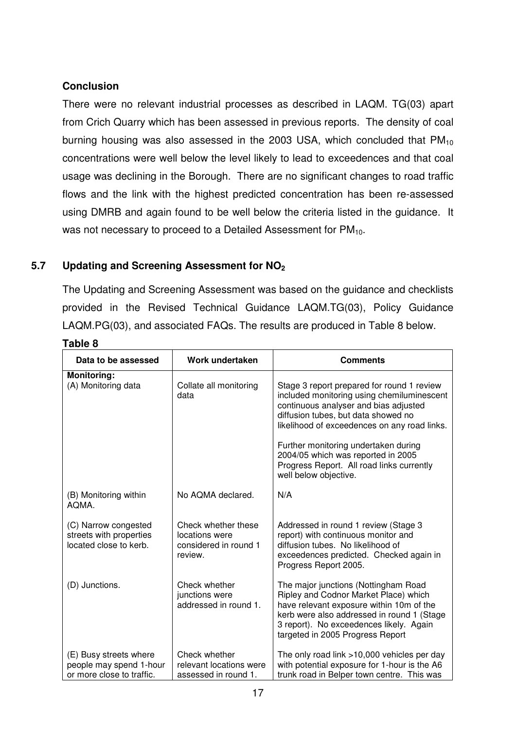**Conclusion**

There were no relevant industrial processes as described in LAQM. TG(03) apart from Crich Quarry which has been assessed in previous reports. The density of coal burning housing was also assessed in the 2003 USA, which concluded that $PM_{10}$ concentrations were well below the level likely to lead to exceedences and that coal usage was declining in the Borough. There are no significant changes to road traffic flows and the link with the highest predicted concentration has been re-assessed using DMRB and again found to be well below the criteria listed in the guidance. It was not necessary to proceed to a Detailed Assessment for $PM_{10}$.

## 5.7 Updating and Screening Assessment for $NO_2$

The Updating and Screening Assessment was based on the guidance and checklists provided in the Revised Technical Guidance LAQM.TG(03), Policy Guidance LAQM.PG(03), and associated FAQs. The results are produced in Table 8 below.

**Table 8**

| Data to be assessed | Work undertaken | Comments |
|---|---|---|
| **Monitoring:**<br>(A) Monitoring data | Collate all monitoring data | Stage 3 report prepared for round 1 review included monitoring using chemiluminescent continuous analyser and bias adjusted diffusion tubes, but data showed no likelihood of exceedences on any road links.<br><br>Further monitoring undertaken during 2004/05 which was reported in 2005 Progress Report. All road links currently well below objective. |
| (B) Monitoring within AQMA. | No AQMA declared. | N/A |
| (C) Narrow congested streets with properties located close to kerb. | Check whether these locations were considered in round 1 review. | Addressed in round 1 review (Stage 3 report) with continuous monitor and diffusion tubes. No likelihood of exceedences predicted. Checked again in Progress Report 2005. |
| (D) Junctions. | Check whether junctions were addressed in round 1. | The major junctions (Nottingham Road Ripley and Codnor Market Place) which have relevant exposure within 10m of the kerb were also addressed in round 1 (Stage 3 report). No exceedences likely. Again targeted in 2005 Progress Report |
| (E) Busy streets where people may spend 1-hour or more close to traffic. | Check whether relevant locations were assessed in round 1. | The only road link >10,000 vehicles per day with potential exposure for 1-hour is the A6 trunk road in Belper town centre. This was |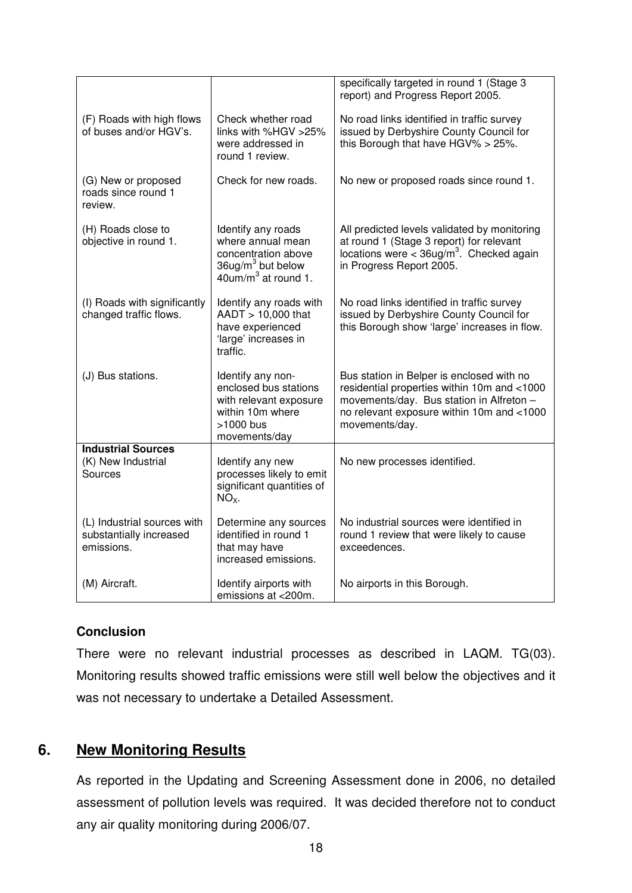|  |  | specifically targeted in round 1 (Stage 3 report) and Progress Report 2005. |
|---|---|---|
| (F) Roads with high flows of buses and/or HGV's. | Check whether road links with %HGV >25% were addressed in round 1 review. | No road links identified in traffic survey issued by Derbyshire County Council for this Borough that have HGV% > 25%. |
| (G) New or proposed roads since round 1 review. | Check for new roads. | No new or proposed roads since round 1. |
| (H) Roads close to objective in round 1. | Identify any roads where annual mean concentration above 36ug/m$^3$ but below 40um/m$^3$ at round 1. | All predicted levels validated by monitoring at round 1 (Stage 3 report) for relevant locations were < 36ug/m$^3$. Checked again in Progress Report 2005. |
| (I) Roads with significantly changed traffic flows. | Identify any roads with AADT > 10,000 that have experienced 'large' increases in traffic. | No road links identified in traffic survey issued by Derbyshire County Council for this Borough show 'large' increases in flow. |
| (J) Bus stations. | Identify any non-enclosed bus stations with relevant exposure within 10m where >1000 bus movements/day | Bus station in Belper is enclosed with no residential properties within 10m and <1000 movements/day. Bus station in Alfreton – no relevant exposure within 10m and <1000 movements/day. |
| **Industrial Sources** (K) New Industrial Sources | Identify any new processes likely to emit significant quantities of $NO_X$. | No new processes identified. |
| (L) Industrial sources with substantially increased emissions. | Determine any sources identified in round 1 that may have increased emissions. | No industrial sources were identified in round 1 review that were likely to cause exceedences. |
| (M) Aircraft. | Identify airports with emissions at <200m. | No airports in this Borough. |

**Conclusion**

There were no relevant industrial processes as described in LAQM. TG(03). Monitoring results showed traffic emissions were still well below the objectives and it was not necessary to undertake a Detailed Assessment.

## 6. New Monitoring Results

As reported in the Updating and Screening Assessment done in 2006, no detailed assessment of pollution levels was required. It was decided therefore not to conduct any air quality monitoring during 2006/07.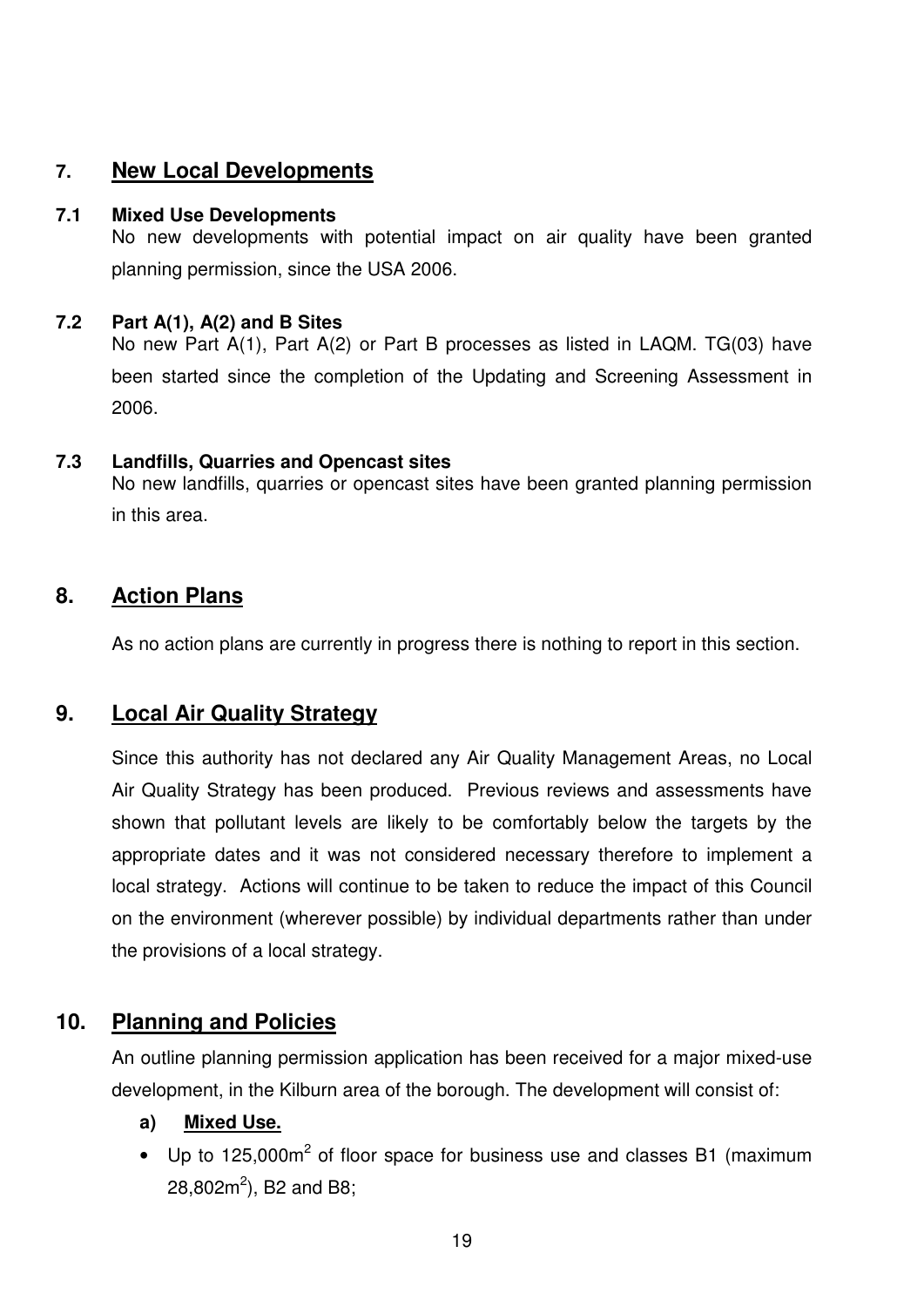## 7. New Local Developments

### 7.1 Mixed Use Developments

No new developments with potential impact on air quality have been granted planning permission, since the USA 2006.

### 7.2 Part A(1), A(2) and B Sites

No new Part A(1), Part A(2) or Part B processes as listed in LAQM. TG(03) have been started since the completion of the Updating and Screening Assessment in 2006.

### 7.3 Landfills, Quarries and Opencast sites

No new landfills, quarries or opencast sites have been granted planning permission in this area.

## 8. Action Plans

As no action plans are currently in progress there is nothing to report in this section.

## 9. Local Air Quality Strategy

Since this authority has not declared any Air Quality Management Areas, no Local Air Quality Strategy has been produced. Previous reviews and assessments have shown that pollutant levels are likely to be comfortably below the targets by the appropriate dates and it was not considered necessary therefore to implement a local strategy. Actions will continue to be taken to reduce the impact of this Council on the environment (wherever possible) by individual departments rather than under the provisions of a local strategy.

## 10. Planning and Policies

An outline planning permission application has been received for a major mixed-use development, in the Kilburn area of the borough. The development will consist of:

**a) Mixed Use.**

- Up to 125,000m$^2$ of floor space for business use and classes B1 (maximum 28,802m$^2$), B2 and B8;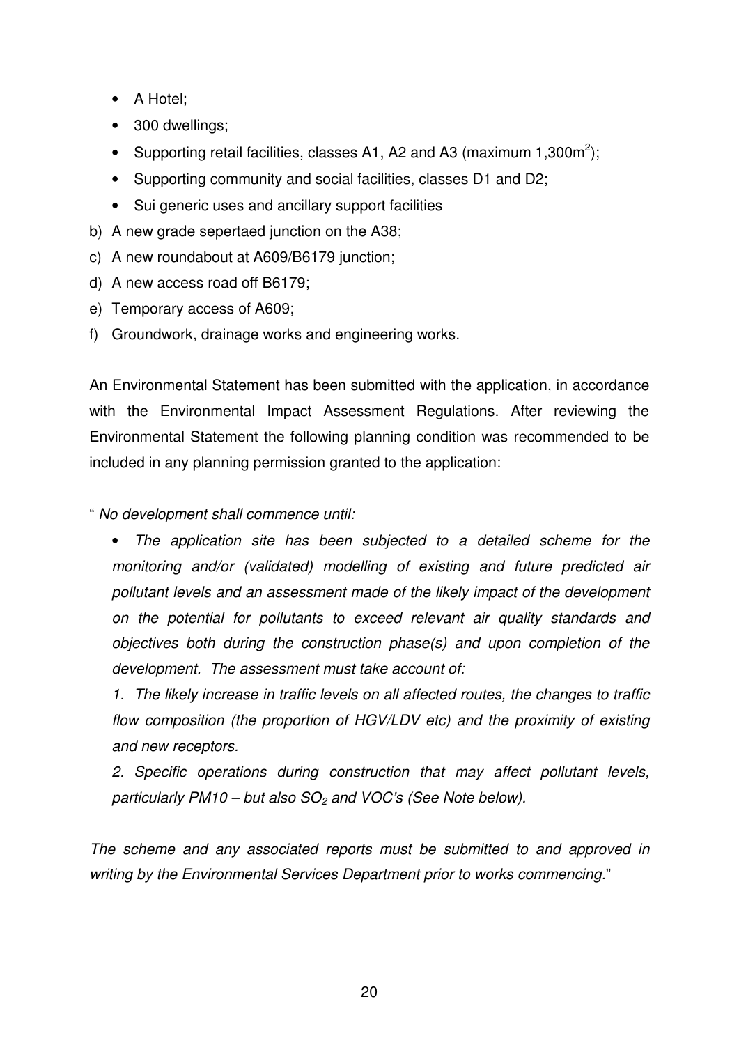- A Hotel;
- 300 dwellings;
- Supporting retail facilities, classes A1, A2 and A3 (maximum 1,300m$^2$);
- Supporting community and social facilities, classes D1 and D2;
- Sui generic uses and ancillary support facilities

b) A new grade sepertaed junction on the A38;
c) A new roundabout at A609/B6179 junction;
d) A new access road off B6179;
e) Temporary access of A609;
f) Groundwork, drainage works and engineering works.

An Environmental Statement has been submitted with the application, in accordance with the Environmental Impact Assessment Regulations. After reviewing the Environmental Statement the following planning condition was recommended to be included in any planning permission granted to the application:

" *No development shall commence until:*

- *The application site has been subjected to a detailed scheme for the monitoring and/or (validated) modelling of existing and future predicted air pollutant levels and an assessment made of the likely impact of the development on the potential for pollutants to exceed relevant air quality standards and objectives both during the construction phase(s) and upon completion of the development. The assessment must take account of:*

*1. The likely increase in traffic levels on all affected routes, the changes to traffic flow composition (the proportion of HGV/LDV etc) and the proximity of existing and new receptors.*

*2. Specific operations during construction that may affect pollutant levels, particularly PM10 – but also $SO_2$ and VOC's (See Note below).*

*The scheme and any associated reports must be submitted to and approved in writing by the Environmental Services Department prior to works commencing.*"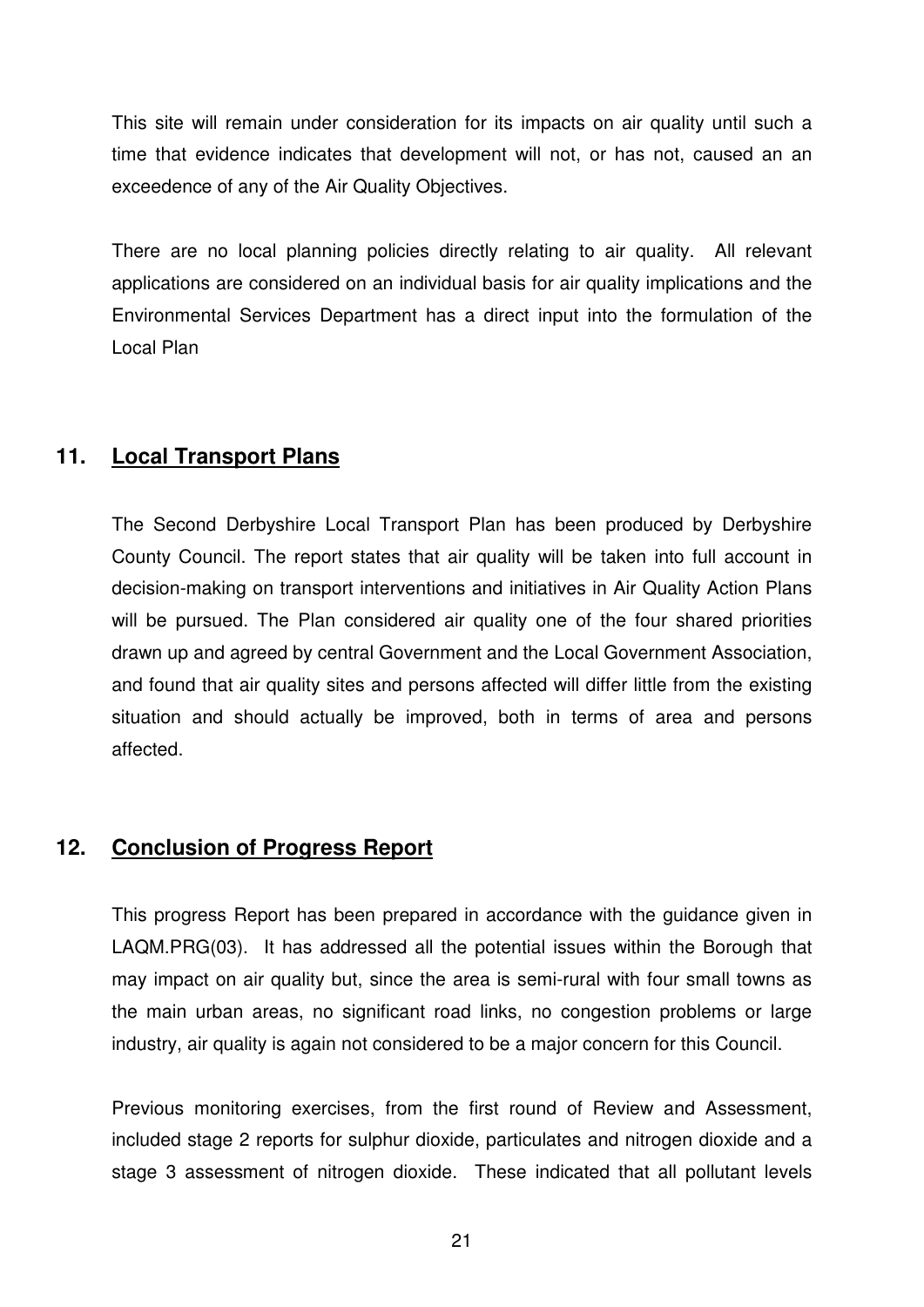This site will remain under consideration for its impacts on air quality until such a time that evidence indicates that development will not, or has not, caused an an exceedence of any of the Air Quality Objectives.

There are no local planning policies directly relating to air quality. All relevant applications are considered on an individual basis for air quality implications and the Environmental Services Department has a direct input into the formulation of the Local Plan

## 11. Local Transport Plans

The Second Derbyshire Local Transport Plan has been produced by Derbyshire County Council. The report states that air quality will be taken into full account in decision-making on transport interventions and initiatives in Air Quality Action Plans will be pursued. The Plan considered air quality one of the four shared priorities drawn up and agreed by central Government and the Local Government Association, and found that air quality sites and persons affected will differ little from the existing situation and should actually be improved, both in terms of area and persons affected.

## 12. Conclusion of Progress Report

This progress Report has been prepared in accordance with the guidance given in LAQM.PRG(03). It has addressed all the potential issues within the Borough that may impact on air quality but, since the area is semi-rural with four small towns as the main urban areas, no significant road links, no congestion problems or large industry, air quality is again not considered to be a major concern for this Council.

Previous monitoring exercises, from the first round of Review and Assessment, included stage 2 reports for sulphur dioxide, particulates and nitrogen dioxide and a stage 3 assessment of nitrogen dioxide. These indicated that all pollutant levels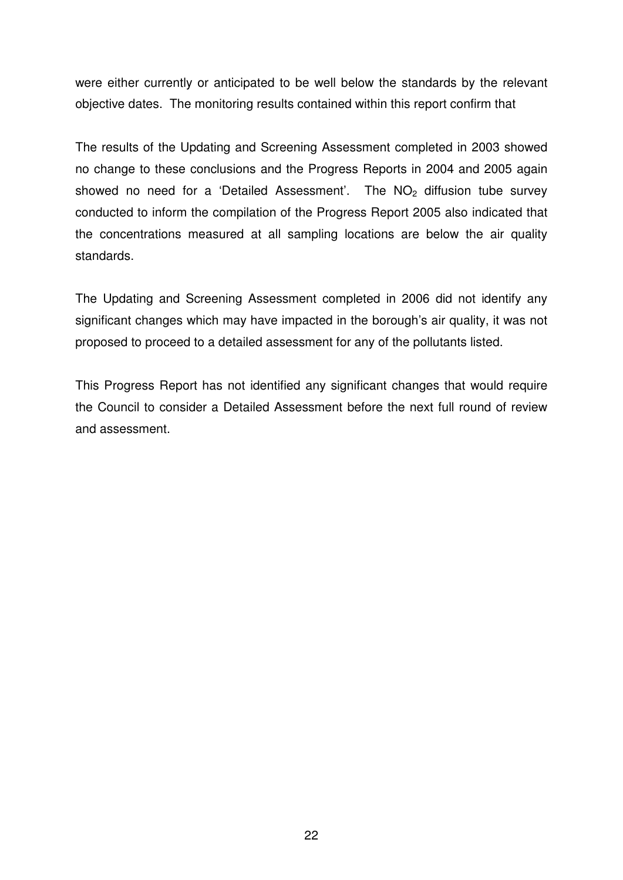were either currently or anticipated to be well below the standards by the relevant objective dates. The monitoring results contained within this report confirm that

The results of the Updating and Screening Assessment completed in 2003 showed no change to these conclusions and the Progress Reports in 2004 and 2005 again showed no need for a 'Detailed Assessment'. The $NO_2$ diffusion tube survey conducted to inform the compilation of the Progress Report 2005 also indicated that the concentrations measured at all sampling locations are below the air quality standards.

The Updating and Screening Assessment completed in 2006 did not identify any significant changes which may have impacted in the borough's air quality, it was not proposed to proceed to a detailed assessment for any of the pollutants listed.

This Progress Report has not identified any significant changes that would require the Council to consider a Detailed Assessment before the next full round of review and assessment.